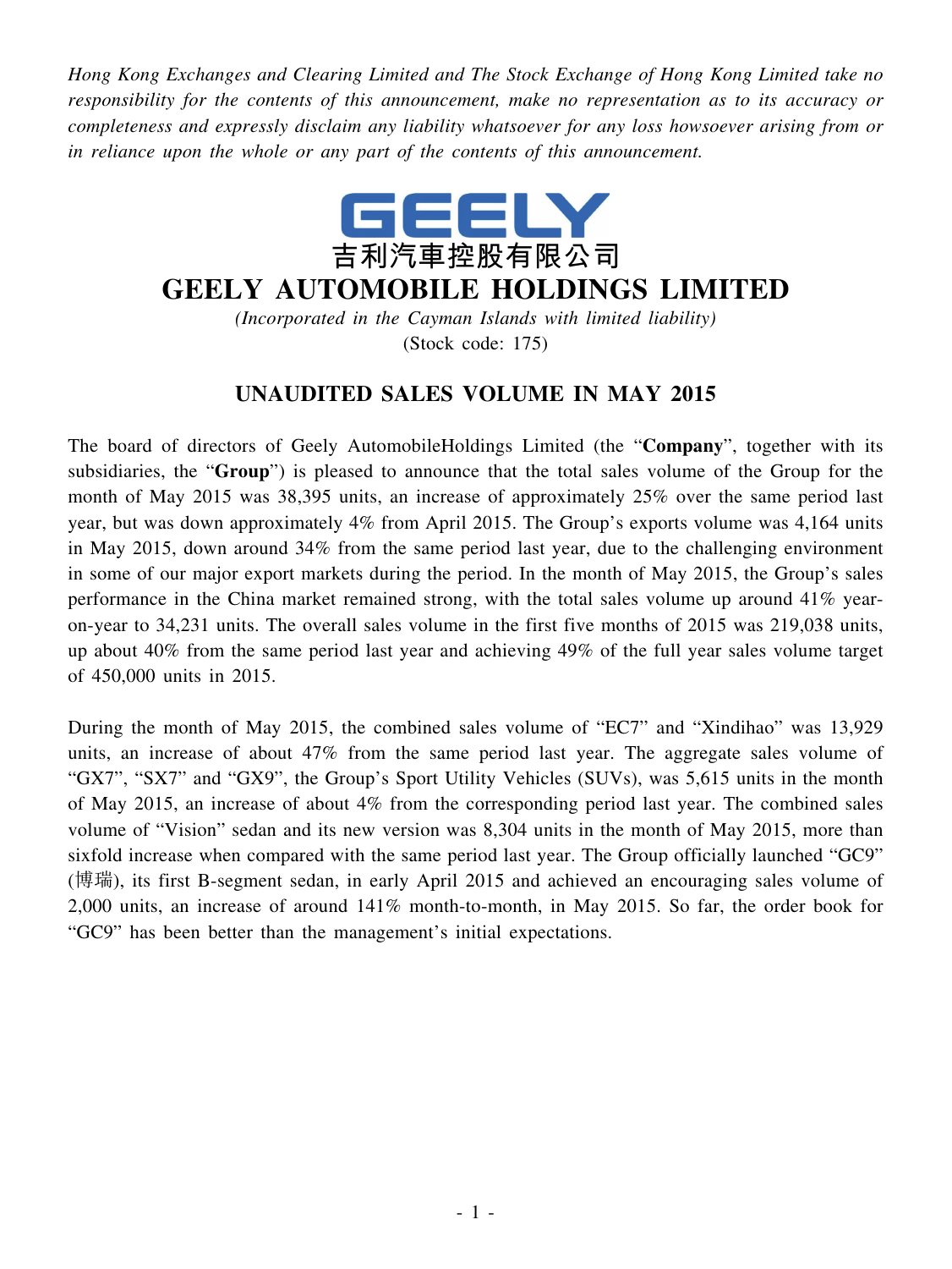*Hong Kong Exchanges and Clearing Limited and The Stock Exchange of Hong Kong Limited take no responsibility for the contents of this announcement, make no representation as to its accuracy or completeness and expressly disclaim any liability whatsoever for any loss howsoever arising from or in reliance upon the whole or any part of the contents of this announcement.*

GEELY

吉利汽車控股有限公司

# GEELY AUTOMOBILE HOLDINGS LIMITED

*(Incorporated in the Cayman Islands with limited liability)*

(Stock code: 175)

## UNAUDITED SALES VOLUME IN MAY 2015

The board of directors of Geely AutomobileHoldings Limited (the "**Company**", together with its subsidiaries, the "**Group**") is pleased to announce that the total sales volume of the Group for the month of May 2015 was 38,395 units, an increase of approximately 25% over the same period last year, but was down approximately 4% from April 2015. The Group's exports volume was 4,164 units in May 2015, down around 34% from the same period last year, due to the challenging environment in some of our major export markets during the period. In the month of May 2015, the Group's sales performance in the China market remained strong, with the total sales volume up around 41% year-on-year to 34,231 units. The overall sales volume in the first five months of 2015 was 219,038 units, up about 40% from the same period last year and achieving 49% of the full year sales volume target of 450,000 units in 2015.

During the month of May 2015, the combined sales volume of "EC7" and "Xindihao" was 13,929 units, an increase of about 47% from the same period last year. The aggregate sales volume of "GX7", "SX7" and "GX9", the Group's Sport Utility Vehicles (SUVs), was 5,615 units in the month of May 2015, an increase of about 4% from the corresponding period last year. The combined sales volume of "Vision" sedan and its new version was 8,304 units in the month of May 2015, more than sixfold increase when compared with the same period last year. The Group officially launched "GC9" (博瑞), its first B-segment sedan, in early April 2015 and achieved an encouraging sales volume of 2,000 units, an increase of around 141% month-to-month, in May 2015. So far, the order book for "GC9" has been better than the management's initial expectations.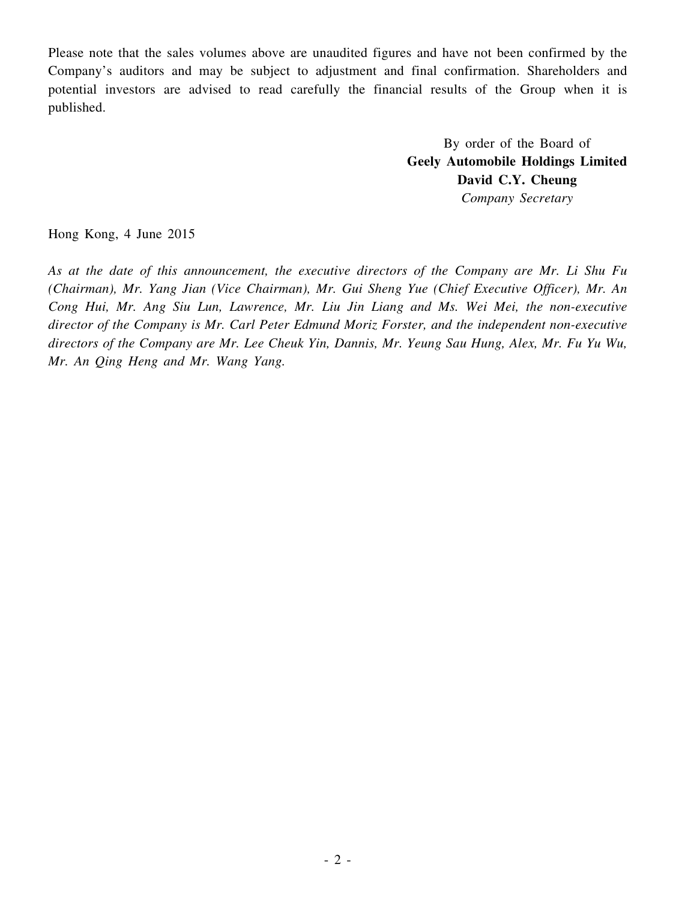Please note that the sales volumes above are unaudited figures and have not been confirmed by the Company's auditors and may be subject to adjustment and final confirmation. Shareholders and potential investors are advised to read carefully the financial results of the Group when it is published.

By order of the Board of
**Geely Automobile Holdings Limited**
**David C.Y. Cheung**
*Company Secretary*

Hong Kong, 4 June 2015

*As at the date of this announcement, the executive directors of the Company are Mr. Li Shu Fu (Chairman), Mr. Yang Jian (Vice Chairman), Mr. Gui Sheng Yue (Chief Executive Officer), Mr. An Cong Hui, Mr. Ang Siu Lun, Lawrence, Mr. Liu Jin Liang and Ms. Wei Mei, the non-executive director of the Company is Mr. Carl Peter Edmund Moriz Forster, and the independent non-executive directors of the Company are Mr. Lee Cheuk Yin, Dannis, Mr. Yeung Sau Hung, Alex, Mr. Fu Yu Wu, Mr. An Qing Heng and Mr. Wang Yang.*